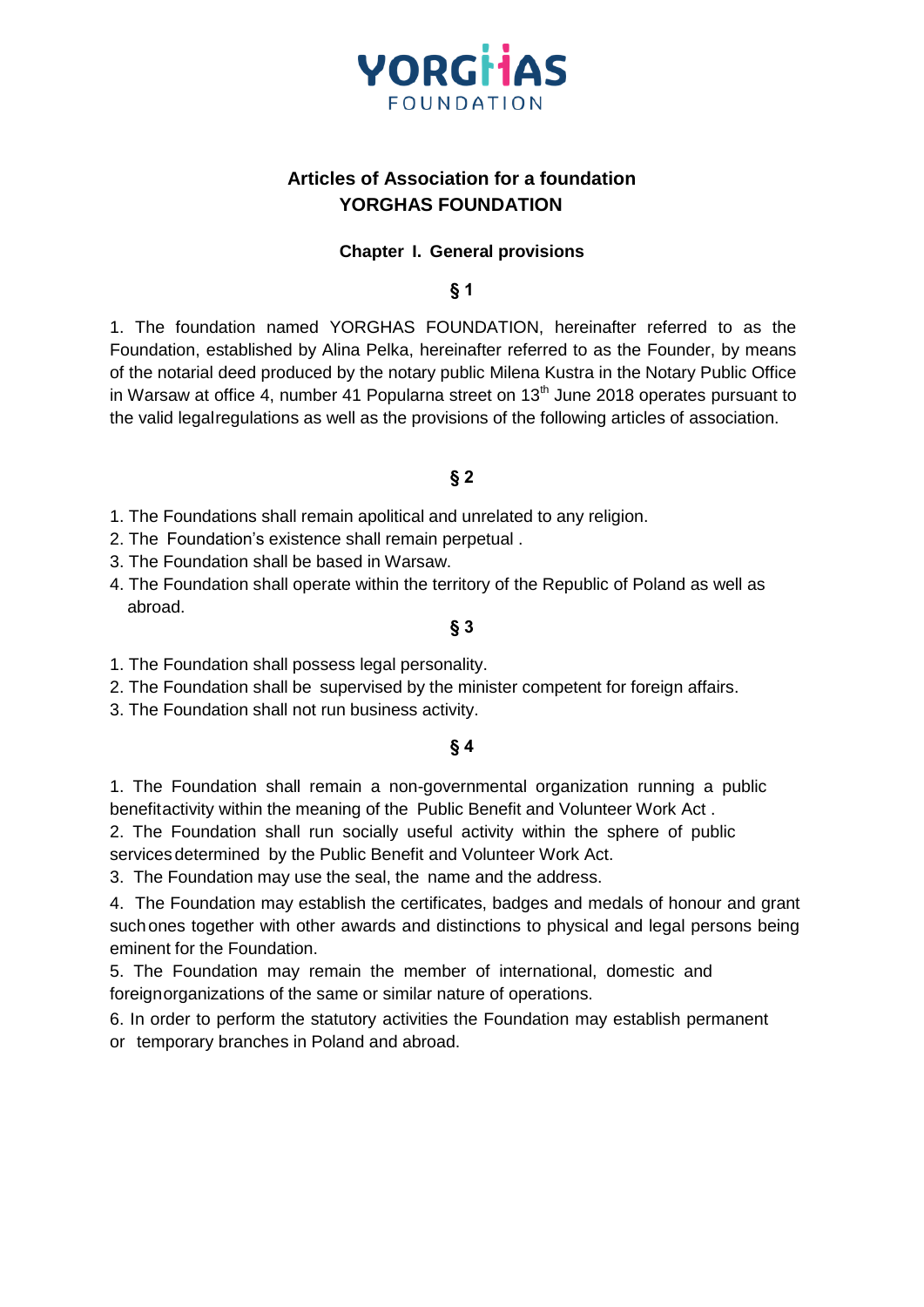# Articles of Association for a foundation
# YORGHAS FOUNDATION

## Chapter I. General provisions

### § 1

1. The foundation named YORGHAS FOUNDATION, hereinafter referred to as the Foundation, established by Alina Pelka, hereinafter referred to as the Founder, by means of the notarial deed produced by the notary public Milena Kustra in the Notary Public Office in Warsaw at office 4, number 41 Popularna street on 13th June 2018 operates pursuant to the valid legalregulations as well as the provisions of the following articles of association.

### § 2

1. The Foundations shall remain apolitical and unrelated to any religion.
2. The Foundation's existence shall remain perpetual .
3. The Foundation shall be based in Warsaw.
4. The Foundation shall operate within the territory of the Republic of Poland as well as abroad.

### § 3

1. The Foundation shall possess legal personality.
2. The Foundation shall be supervised by the minister competent for foreign affairs.
3. The Foundation shall not run business activity.

### § 4

1. The Foundation shall remain a non-governmental organization running a public benefitactivity within the meaning of the Public Benefit and Volunteer Work Act .
2. The Foundation shall run socially useful activity within the sphere of public services determined by the Public Benefit and Volunteer Work Act.
3. The Foundation may use the seal, the name and the address.
4. The Foundation may establish the certificates, badges and medals of honour and grant such ones together with other awards and distinctions to physical and legal persons being eminent for the Foundation.
5. The Foundation may remain the member of international, domestic and foreignorganizations of the same or similar nature of operations.
6. In order to perform the statutory activities the Foundation may establish permanent or temporary branches in Poland and abroad.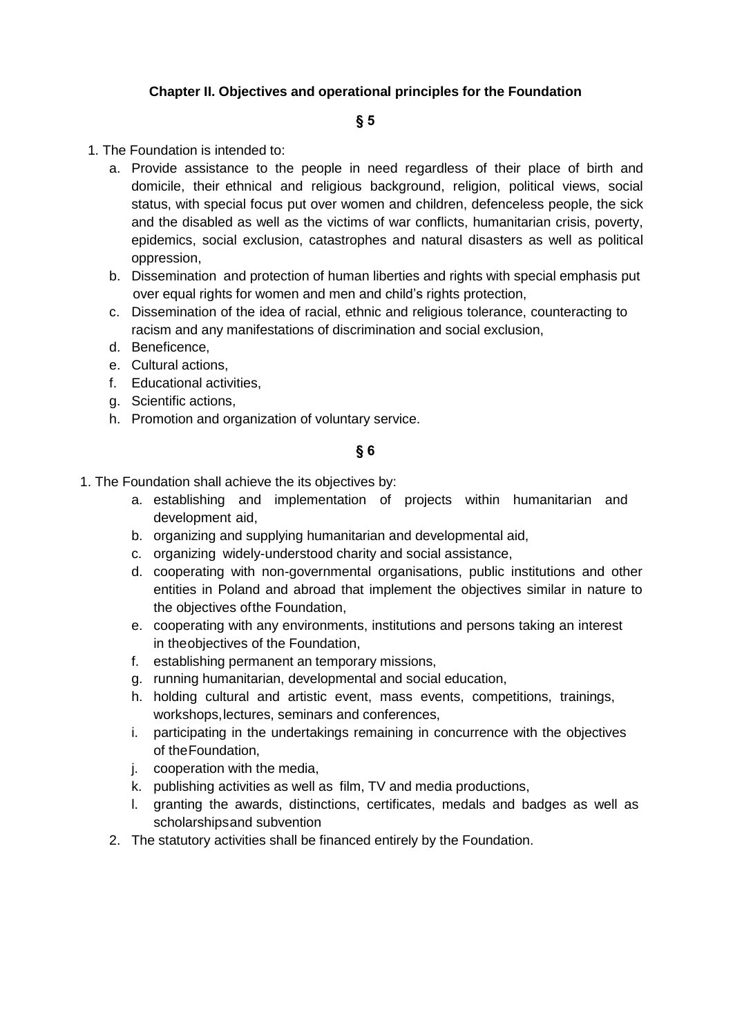## Chapter II. Objectives and operational principles for the Foundation

**§ 5**

1. The Foundation is intended to:
   a. Provide assistance to the people in need regardless of their place of birth and domicile, their ethnical and religious background, religion, political views, social status, with special focus put over women and children, defenceless people, the sick and the disabled as well as the victims of war conflicts, humanitarian crisis, poverty, epidemics, social exclusion, catastrophes and natural disasters as well as political oppression,
   b. Dissemination and protection of human liberties and rights with special emphasis put over equal rights for women and men and child's rights protection,
   c. Dissemination of the idea of racial, ethnic and religious tolerance, counteracting to racism and any manifestations of discrimination and social exclusion,
   d. Beneficence,
   e. Cultural actions,
   f. Educational activities,
   g. Scientific actions,
   h. Promotion and organization of voluntary service.

**§ 6**

1. The Foundation shall achieve the its objectives by:
   a. establishing and implementation of projects within humanitarian and development aid,
   b. organizing and supplying humanitarian and developmental aid,
   c. organizing widely-understood charity and social assistance,
   d. cooperating with non-governmental organisations, public institutions and other entities in Poland and abroad that implement the objectives similar in nature to the objectives ofthe Foundation,
   e. cooperating with any environments, institutions and persons taking an interest in theobjectives of the Foundation,
   f. establishing permanent an temporary missions,
   g. running humanitarian, developmental and social education,
   h. holding cultural and artistic event, mass events, competitions, trainings, workshops,lectures, seminars and conferences,
   i. participating in the undertakings remaining in concurrence with the objectives of theFoundation,
   j. cooperation with the media,
   k. publishing activities as well as film, TV and media productions,
   l. granting the awards, distinctions, certificates, medals and badges as well as scholarshipsand subvention
2. The statutory activities shall be financed entirely by the Foundation.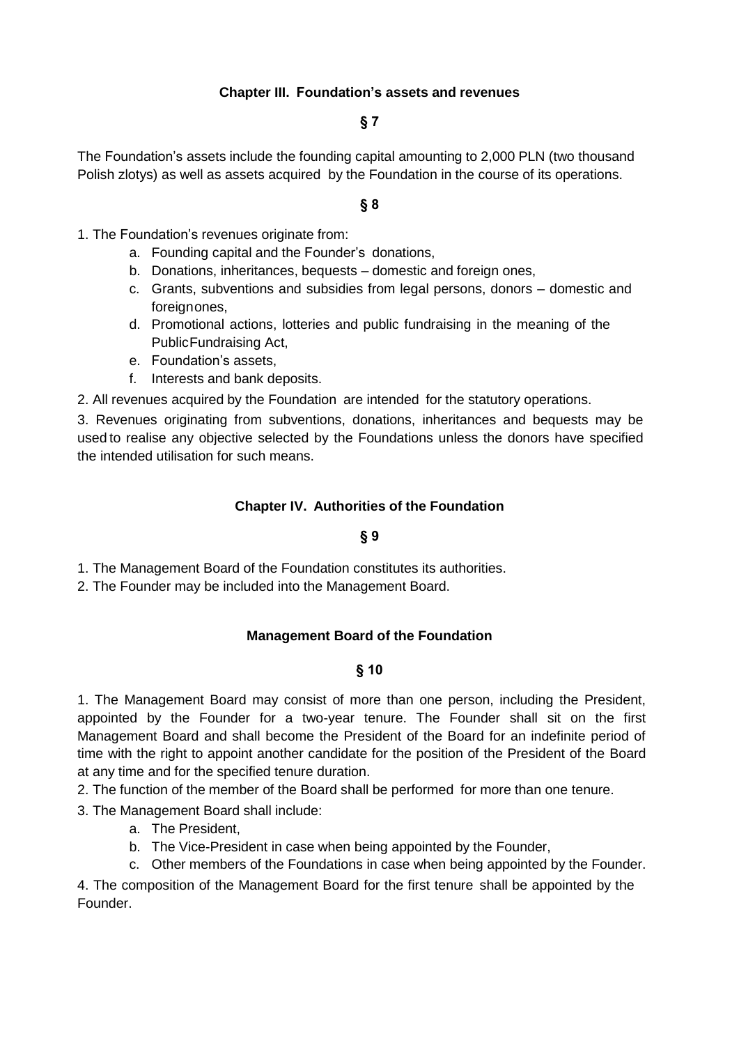## Chapter III. Foundation's assets and revenues

### § 7

The Foundation's assets include the founding capital amounting to 2,000 PLN (two thousand Polish zlotys) as well as assets acquired by the Foundation in the course of its operations.

### § 8

1. The Foundation's revenues originate from:
   a. Founding capital and the Founder's donations,
   b. Donations, inheritances, bequests – domestic and foreign ones,
   c. Grants, subventions and subsidies from legal persons, donors – domestic and foreignones,
   d. Promotional actions, lotteries and public fundraising in the meaning of the PublicFundraising Act,
   e. Foundation's assets,
   f. Interests and bank deposits.
2. All revenues acquired by the Foundation are intended for the statutory operations.
3. Revenues originating from subventions, donations, inheritances and bequests may be used to realise any objective selected by the Foundations unless the donors have specified the intended utilisation for such means.

## Chapter IV. Authorities of the Foundation

### § 9

1. The Management Board of the Foundation constitutes its authorities.
2. The Founder may be included into the Management Board.

## Management Board of the Foundation

### § 10

1. The Management Board may consist of more than one person, including the President, appointed by the Founder for a two-year tenure. The Founder shall sit on the first Management Board and shall become the President of the Board for an indefinite period of time with the right to appoint another candidate for the position of the President of the Board at any time and for the specified tenure duration.
2. The function of the member of the Board shall be performed for more than one tenure.
3. The Management Board shall include:
   a. The President,
   b. The Vice-President in case when being appointed by the Founder,
   c. Other members of the Foundations in case when being appointed by the Founder.
4. The composition of the Management Board for the first tenure shall be appointed by the Founder.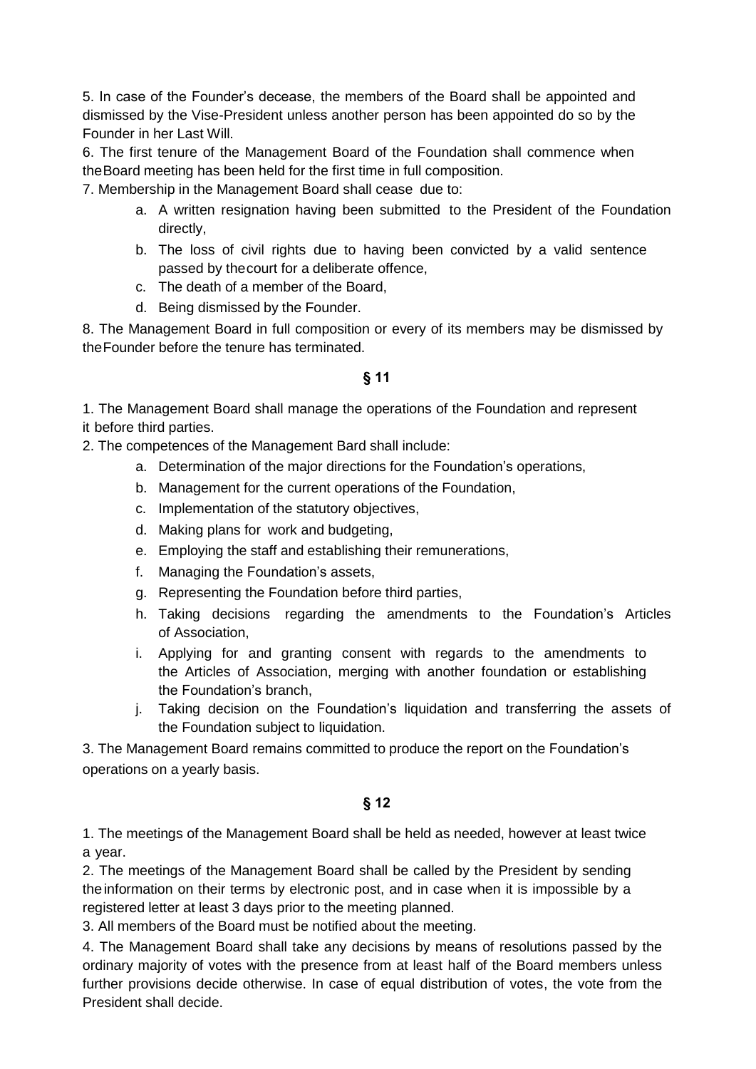5. In case of the Founder's decease, the members of the Board shall be appointed and dismissed by the Vise-President unless another person has been appointed do so by the Founder in her Last Will.

6. The first tenure of the Management Board of the Foundation shall commence when theBoard meeting has been held for the first time in full composition.

7. Membership in the Management Board shall cease due to:

a. A written resignation having been submitted to the President of the Foundation directly,
b. The loss of civil rights due to having been convicted by a valid sentence passed by thecourt for a deliberate offence,
c. The death of a member of the Board,
d. Being dismissed by the Founder.

8. The Management Board in full composition or every of its members may be dismissed by theFounder before the tenure has terminated.

## § 11

1. The Management Board shall manage the operations of the Foundation and represent it before third parties.

2. The competences of the Management Bard shall include:

a. Determination of the major directions for the Foundation's operations,
b. Management for the current operations of the Foundation,
c. Implementation of the statutory objectives,
d. Making plans for work and budgeting,
e. Employing the staff and establishing their remunerations,
f. Managing the Foundation's assets,
g. Representing the Foundation before third parties,
h. Taking decisions regarding the amendments to the Foundation's Articles of Association,
i. Applying for and granting consent with regards to the amendments to the Articles of Association, merging with another foundation or establishing the Foundation's branch,
j. Taking decision on the Foundation's liquidation and transferring the assets of the Foundation subject to liquidation.

3. The Management Board remains committed to produce the report on the Foundation's operations on a yearly basis.

## § 12

1. The meetings of the Management Board shall be held as needed, however at least twice a year.

2. The meetings of the Management Board shall be called by the President by sending theinformation on their terms by electronic post, and in case when it is impossible by a registered letter at least 3 days prior to the meeting planned.

3. All members of the Board must be notified about the meeting.

4. The Management Board shall take any decisions by means of resolutions passed by the ordinary majority of votes with the presence from at least half of the Board members unless further provisions decide otherwise. In case of equal distribution of votes, the vote from the President shall decide.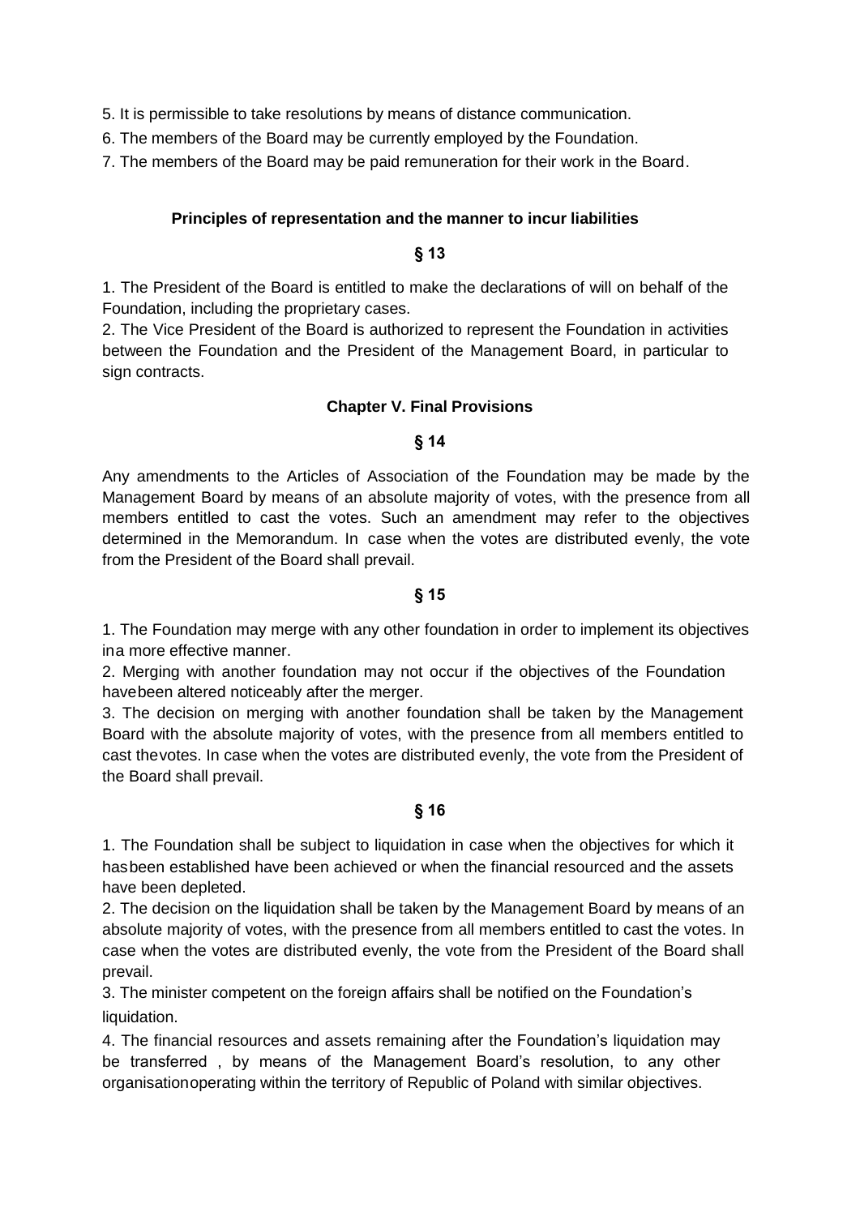5. It is permissible to take resolutions by means of distance communication.

6. The members of the Board may be currently employed by the Foundation.

7. The members of the Board may be paid remuneration for their work in the Board.

### Principles of representation and the manner to incur liabilities

### § 13

1. The President of the Board is entitled to make the declarations of will on behalf of the Foundation, including the proprietary cases.

2. The Vice President of the Board is authorized to represent the Foundation in activities between the Foundation and the President of the Management Board, in particular to sign contracts.

## Chapter V. Final Provisions

### § 14

Any amendments to the Articles of Association of the Foundation may be made by the Management Board by means of an absolute majority of votes, with the presence from all members entitled to cast the votes. Such an amendment may refer to the objectives determined in the Memorandum. In case when the votes are distributed evenly, the vote from the President of the Board shall prevail.

### § 15

1. The Foundation may merge with any other foundation in order to implement its objectives ina more effective manner.

2. Merging with another foundation may not occur if the objectives of the Foundation havebeen altered noticeably after the merger.

3. The decision on merging with another foundation shall be taken by the Management Board with the absolute majority of votes, with the presence from all members entitled to cast thevotes. In case when the votes are distributed evenly, the vote from the President of the Board shall prevail.

### § 16

1. The Foundation shall be subject to liquidation in case when the objectives for which it hasbeen established have been achieved or when the financial resourced and the assets have been depleted.

2. The decision on the liquidation shall be taken by the Management Board by means of an absolute majority of votes, with the presence from all members entitled to cast the votes. In case when the votes are distributed evenly, the vote from the President of the Board shall prevail.

3. The minister competent on the foreign affairs shall be notified on the Foundation's liquidation.

4. The financial resources and assets remaining after the Foundation's liquidation may be transferred , by means of the Management Board's resolution, to any other organisationoperating within the territory of Republic of Poland with similar objectives.